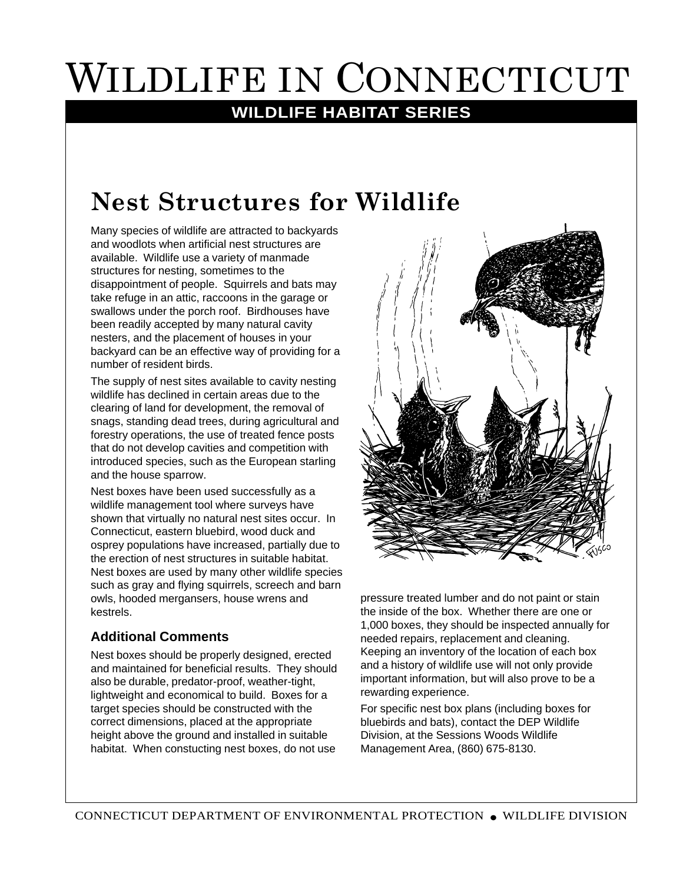# Wildlife in Connecticut

**WILDLIFE HABITAT SERIES**

## Nest Structures for Wildlife

Many species of wildlife are attracted to backyards and woodlots when artificial nest structures are available. Wildlife use a variety of manmade structures for nesting, sometimes to the disappointment of people. Squirrels and bats may take refuge in an attic, raccoons in the garage or swallows under the porch roof. Birdhouses have been readily accepted by many natural cavity nesters, and the placement of houses in your backyard can be an effective way of providing for a number of resident birds.

The supply of nest sites available to cavity nesting wildlife has declined in certain areas due to the clearing of land for development, the removal of snags, standing dead trees, during agricultural and forestry operations, the use of treated fence posts that do not develop cavities and competition with introduced species, such as the European starling and the house sparrow.

Nest boxes have been used successfully as a wildlife management tool where surveys have shown that virtually no natural nest sites occur. In Connecticut, eastern bluebird, wood duck and osprey populations have increased, partially due to the erection of nest structures in suitable habitat. Nest boxes are used by many other wildlife species such as gray and flying squirrels, screech and barn owls, hooded mergansers, house wrens and kestrels.

### Additional Comments

Nest boxes should be properly designed, erected and maintained for beneficial results. They should also be durable, predator-proof, weather-tight, lightweight and economical to build. Boxes for a target species should be constructed with the correct dimensions, placed at the appropriate height above the ground and installed in suitable habitat. When constucting nest boxes, do not use pressure treated lumber and do not paint or stain the inside of the box. Whether there are one or 1,000 boxes, they should be inspected annually for needed repairs, replacement and cleaning. Keeping an inventory of the location of each box and a history of wildlife use will not only provide important information, but will also prove to be a rewarding experience.

For specific nest box plans (including boxes for bluebirds and bats), contact the DEP Wildlife Division, at the Sessions Woods Wildlife Management Area, (860) 675-8130.

CONNECTICUT DEPARTMENT OF ENVIRONMENTAL PROTECTION • WILDLIFE DIVISION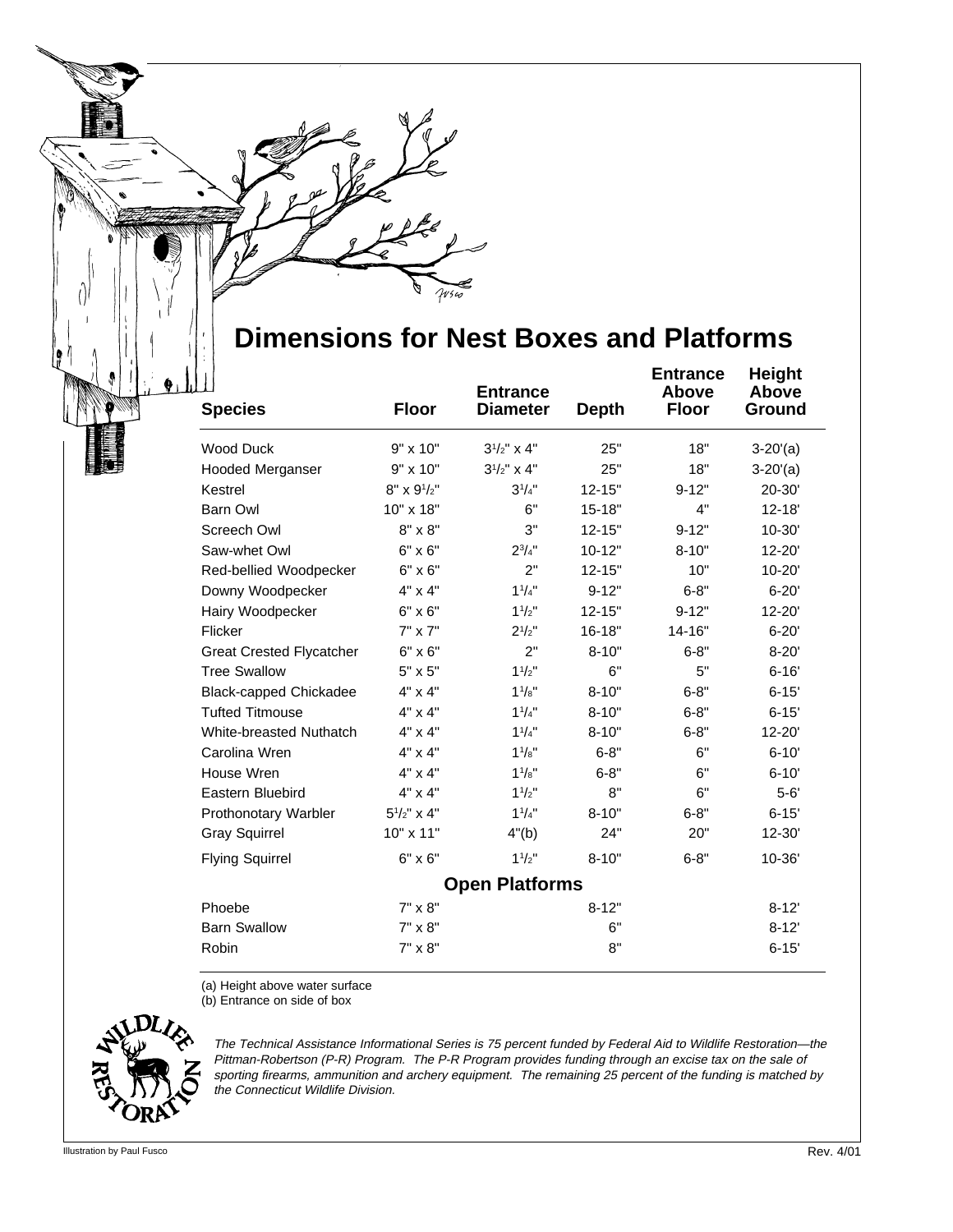# Dimensions for Nest Boxes and Platforms

| Species | Floor | Entrance Diameter | Depth | Entrance Above Floor | Height Above Ground |
|---|---|---|---|---|---|
| Wood Duck | 9" x 10" | 3 1/2" x 4" | 25" | 18" | 3-20'(a) |
| Hooded Merganser | 9" x 10" | 3 1/2" x 4" | 25" | 18" | 3-20'(a) |
| Kestrel | 8" x 9 1/2" | 3 1/4" | 12-15" | 9-12" | 20-30' |
| Barn Owl | 10" x 18" | 6" | 15-18" | 4" | 12-18' |
| Screech Owl | 8" x 8" | 3" | 12-15" | 9-12" | 10-30' |
| Saw-whet Owl | 6" x 6" | 2 3/4" | 10-12" | 8-10" | 12-20' |
| Red-bellied Woodpecker | 6" x 6" | 2" | 12-15" | 10" | 10-20' |
| Downy Woodpecker | 4" x 4" | 1 1/4" | 9-12" | 6-8" | 6-20' |
| Hairy Woodpecker | 6" x 6" | 1 1/2" | 12-15" | 9-12" | 12-20' |
| Flicker | 7" x 7" | 2 1/2" | 16-18" | 14-16" | 6-20' |
| Great Crested Flycatcher | 6" x 6" | 2" | 8-10" | 6-8" | 8-20' |
| Tree Swallow | 5" x 5" | 1 1/2" | 6" | 5" | 6-16' |
| Black-capped Chickadee | 4" x 4" | 1 1/8" | 8-10" | 6-8" | 6-15' |
| Tufted Titmouse | 4" x 4" | 1 1/4" | 8-10" | 6-8" | 6-15' |
| White-breasted Nuthatch | 4" x 4" | 1 1/4" | 8-10" | 6-8" | 12-20' |
| Carolina Wren | 4" x 4" | 1 1/8" | 6-8" | 6" | 6-10' |
| House Wren | 4" x 4" | 1 1/8" | 6-8" | 6" | 6-10' |
| Eastern Bluebird | 4" x 4" | 1 1/2" | 8" | 6" | 5-6' |
| Prothonotary Warbler | 5 1/2" x 4" | 1 1/4" | 8-10" | 6-8" | 6-15' |
| Gray Squirrel | 10" x 11" | 4"(b) | 24" | 20" | 12-30' |
| Flying Squirrel | 6" x 6" | 1 1/2" | 8-10" | 6-8" | 10-36' |
| **Open Platforms** | | | | | |
| Phoebe | 7" x 8" | | 8-12" | | 8-12' |
| Barn Swallow | 7" x 8" | | 6" | | 8-12' |
| Robin | 7" x 8" | | 8" | | 6-15' |

(a) Height above water surface
(b) Entrance on side of box

*The Technical Assistance Informational Series is 75 percent funded by Federal Aid to Wildlife Restoration—the Pittman-Robertson (P-R) Program. The P-R Program provides funding through an excise tax on the sale of sporting firearms, ammunition and archery equipment. The remaining 25 percent of the funding is matched by the Connecticut Wildlife Division.*

Illustration by Paul Fusco

Rev. 4/01